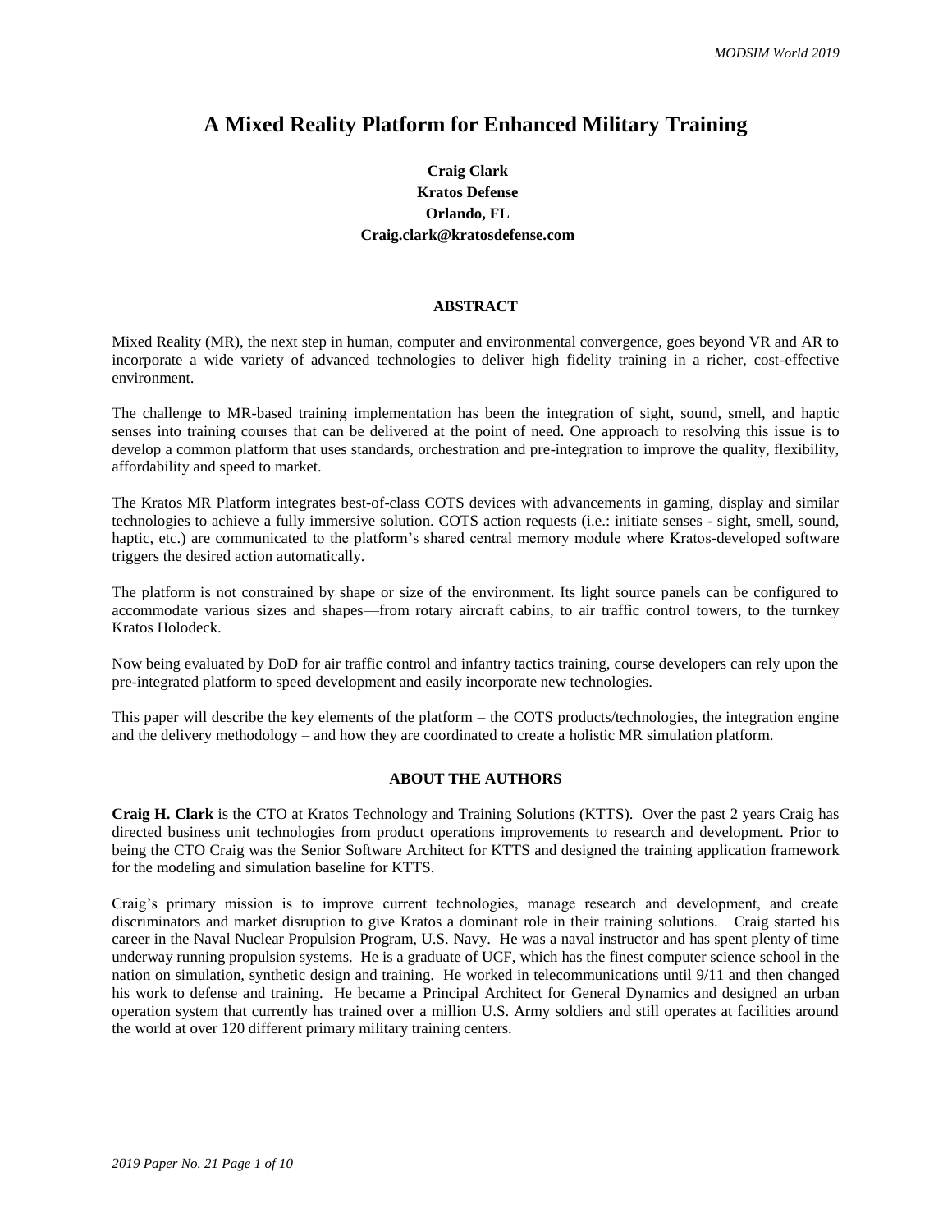# A Mixed Reality Platform for Enhanced Military Training

**Craig Clark**
**Kratos Defense**
**Orlando, FL**
**Craig.clark@kratosdefense.com**

## ABSTRACT

Mixed Reality (MR), the next step in human, computer and environmental convergence, goes beyond VR and AR to incorporate a wide variety of advanced technologies to deliver high fidelity training in a richer, cost-effective environment.

The challenge to MR-based training implementation has been the integration of sight, sound, smell, and haptic senses into training courses that can be delivered at the point of need. One approach to resolving this issue is to develop a common platform that uses standards, orchestration and pre-integration to improve the quality, flexibility, affordability and speed to market.

The Kratos MR Platform integrates best-of-class COTS devices with advancements in gaming, display and similar technologies to achieve a fully immersive solution. COTS action requests (i.e.: initiate senses - sight, smell, sound, haptic, etc.) are communicated to the platform's shared central memory module where Kratos-developed software triggers the desired action automatically.

The platform is not constrained by shape or size of the environment. Its light source panels can be configured to accommodate various sizes and shapes—from rotary aircraft cabins, to air traffic control towers, to the turnkey Kratos Holodeck.

Now being evaluated by DoD for air traffic control and infantry tactics training, course developers can rely upon the pre-integrated platform to speed development and easily incorporate new technologies.

This paper will describe the key elements of the platform – the COTS products/technologies, the integration engine and the delivery methodology – and how they are coordinated to create a holistic MR simulation platform.

## ABOUT THE AUTHORS

**Craig H. Clark** is the CTO at Kratos Technology and Training Solutions (KTTS). Over the past 2 years Craig has directed business unit technologies from product operations improvements to research and development. Prior to being the CTO Craig was the Senior Software Architect for KTTS and designed the training application framework for the modeling and simulation baseline for KTTS.

Craig's primary mission is to improve current technologies, manage research and development, and create discriminators and market disruption to give Kratos a dominant role in their training solutions. Craig started his career in the Naval Nuclear Propulsion Program, U.S. Navy. He was a naval instructor and has spent plenty of time underway running propulsion systems. He is a graduate of UCF, which has the finest computer science school in the nation on simulation, synthetic design and training. He worked in telecommunications until 9/11 and then changed his work to defense and training. He became a Principal Architect for General Dynamics and designed an urban operation system that currently has trained over a million U.S. Army soldiers and still operates at facilities around the world at over 120 different primary military training centers.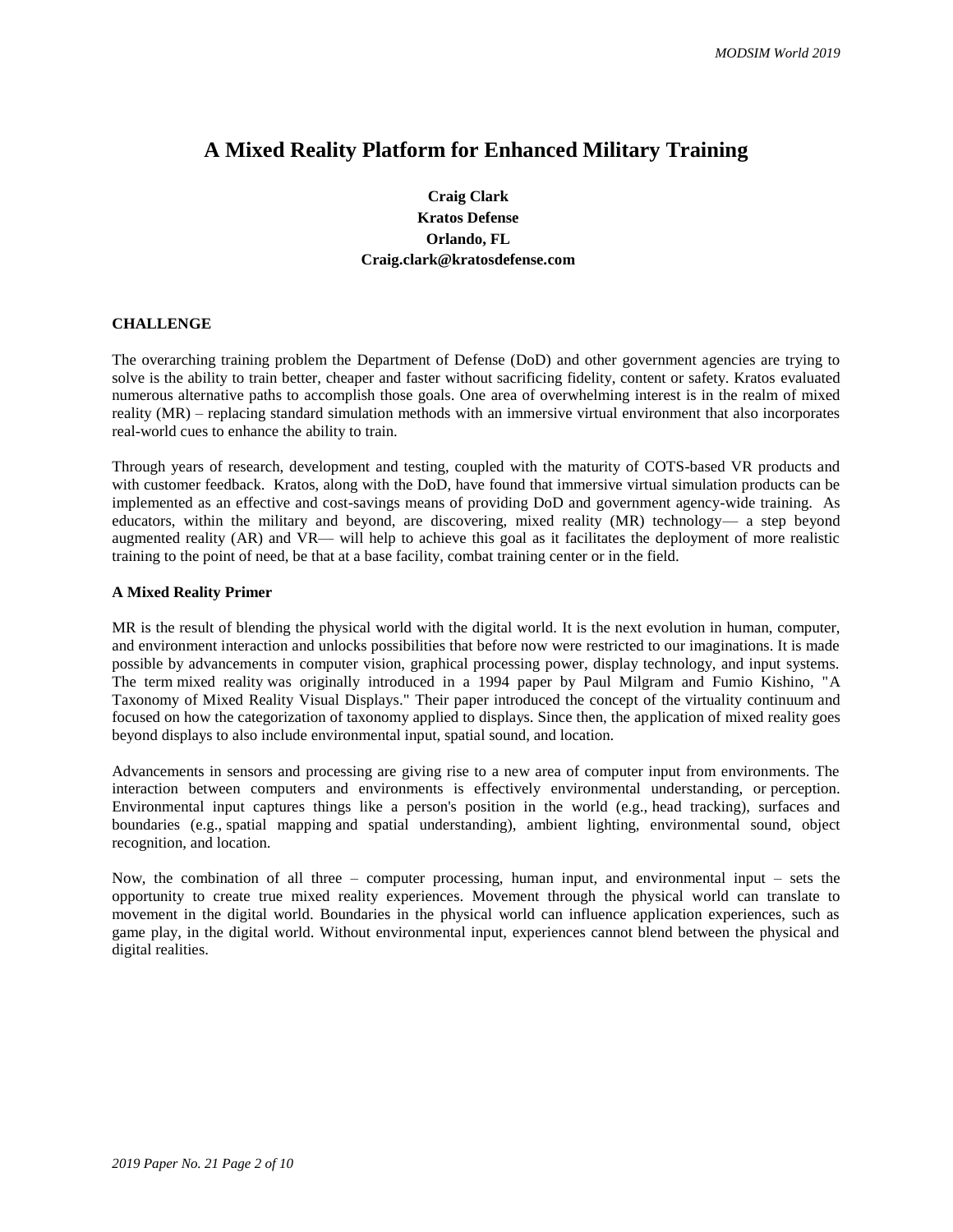// A Mixed Reality Platform for Enhanced Military Training

**Craig Clark**
**Kratos Defense**
**Orlando, FL**
**Craig.clark@kratosdefense.com**

## CHALLENGE

The overarching training problem the Department of Defense (DoD) and other government agencies are trying to solve is the ability to train better, cheaper and faster without sacrificing fidelity, content or safety. Kratos evaluated numerous alternative paths to accomplish those goals. One area of overwhelming interest is in the realm of mixed reality (MR) – replacing standard simulation methods with an immersive virtual environment that also incorporates real-world cues to enhance the ability to train.

Through years of research, development and testing, coupled with the maturity of COTS-based VR products and with customer feedback. Kratos, along with the DoD, have found that immersive virtual simulation products can be implemented as an effective and cost-savings means of providing DoD and government agency-wide training. As educators, within the military and beyond, are discovering, mixed reality (MR) technology— a step beyond augmented reality (AR) and VR— will help to achieve this goal as it facilitates the deployment of more realistic training to the point of need, be that at a base facility, combat training center or in the field.

### A Mixed Reality Primer

MR is the result of blending the physical world with the digital world. It is the next evolution in human, computer, and environment interaction and unlocks possibilities that before now were restricted to our imaginations. It is made possible by advancements in computer vision, graphical processing power, display technology, and input systems. The term mixed reality was originally introduced in a 1994 paper by Paul Milgram and Fumio Kishino, "A Taxonomy of Mixed Reality Visual Displays." Their paper introduced the concept of the virtuality continuum and focused on how the categorization of taxonomy applied to displays. Since then, the application of mixed reality goes beyond displays to also include environmental input, spatial sound, and location.

Advancements in sensors and processing are giving rise to a new area of computer input from environments. The interaction between computers and environments is effectively environmental understanding, or perception. Environmental input captures things like a person's position in the world (e.g., head tracking), surfaces and boundaries (e.g., spatial mapping and spatial understanding), ambient lighting, environmental sound, object recognition, and location.

Now, the combination of all three – computer processing, human input, and environmental input – sets the opportunity to create true mixed reality experiences. Movement through the physical world can translate to movement in the digital world. Boundaries in the physical world can influence application experiences, such as game play, in the digital world. Without environmental input, experiences cannot blend between the physical and digital realities.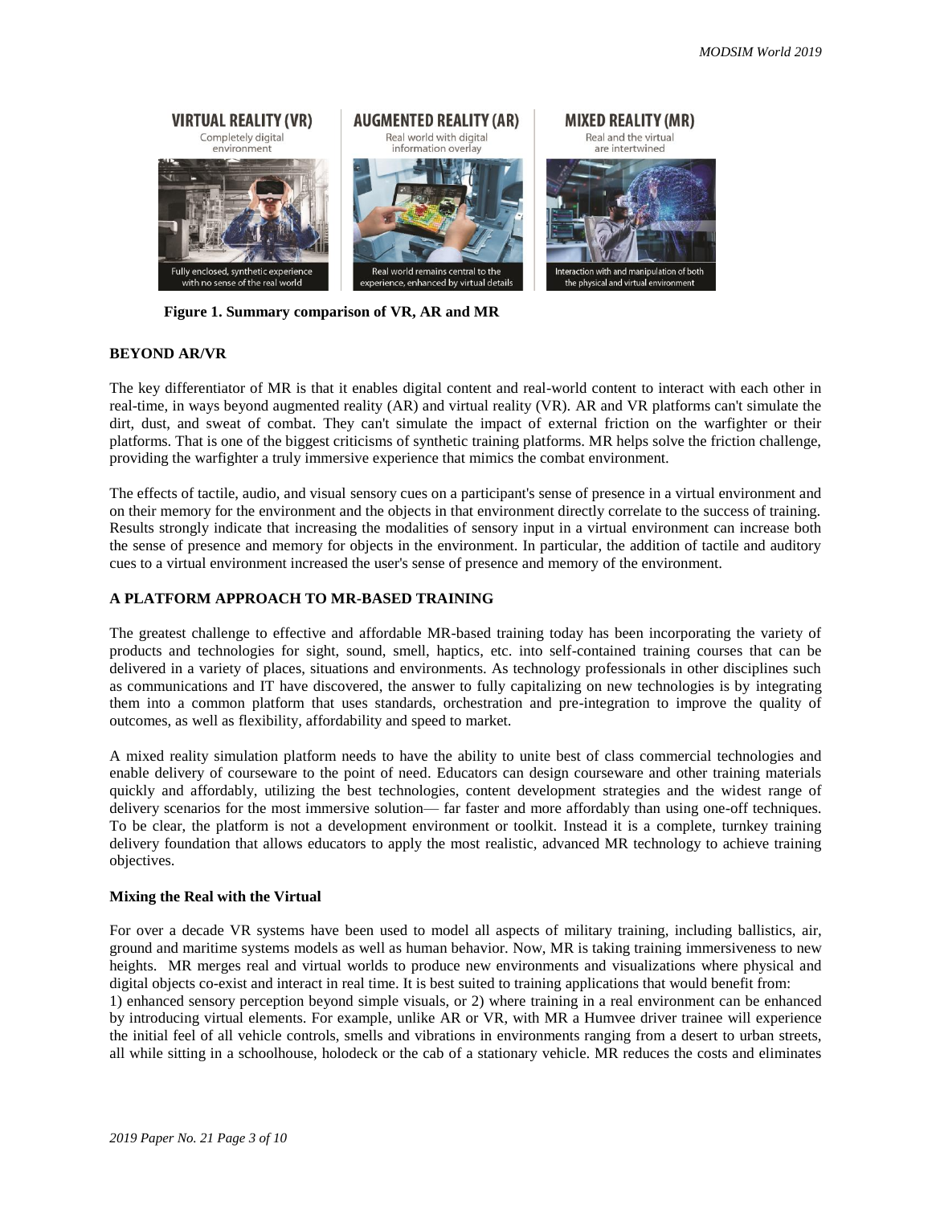**Figure 1. Summary comparison of VR, AR and MR**

## BEYOND AR/VR

The key differentiator of MR is that it enables digital content and real-world content to interact with each other in real-time, in ways beyond augmented reality (AR) and virtual reality (VR). AR and VR platforms can't simulate the dirt, dust, and sweat of combat. They can't simulate the impact of external friction on the warfighter or their platforms. That is one of the biggest criticisms of synthetic training platforms. MR helps solve the friction challenge, providing the warfighter a truly immersive experience that mimics the combat environment.

The effects of tactile, audio, and visual sensory cues on a participant's sense of presence in a virtual environment and on their memory for the environment and the objects in that environment directly correlate to the success of training. Results strongly indicate that increasing the modalities of sensory input in a virtual environment can increase both the sense of presence and memory for objects in the environment. In particular, the addition of tactile and auditory cues to a virtual environment increased the user's sense of presence and memory of the environment.

## A PLATFORM APPROACH TO MR-BASED TRAINING

The greatest challenge to effective and affordable MR-based training today has been incorporating the variety of products and technologies for sight, sound, smell, haptics, etc. into self-contained training courses that can be delivered in a variety of places, situations and environments. As technology professionals in other disciplines such as communications and IT have discovered, the answer to fully capitalizing on new technologies is by integrating them into a common platform that uses standards, orchestration and pre-integration to improve the quality of outcomes, as well as flexibility, affordability and speed to market.

A mixed reality simulation platform needs to have the ability to unite best of class commercial technologies and enable delivery of courseware to the point of need. Educators can design courseware and other training materials quickly and affordably, utilizing the best technologies, content development strategies and the widest range of delivery scenarios for the most immersive solution— far faster and more affordably than using one-off techniques. To be clear, the platform is not a development environment or toolkit. Instead it is a complete, turnkey training delivery foundation that allows educators to apply the most realistic, advanced MR technology to achieve training objectives.

### Mixing the Real with the Virtual

For over a decade VR systems have been used to model all aspects of military training, including ballistics, air, ground and maritime systems models as well as human behavior. Now, MR is taking training immersiveness to new heights. MR merges real and virtual worlds to produce new environments and visualizations where physical and digital objects co-exist and interact in real time. It is best suited to training applications that would benefit from:
1) enhanced sensory perception beyond simple visuals, or 2) where training in a real environment can be enhanced by introducing virtual elements. For example, unlike AR or VR, with MR a Humvee driver trainee will experience the initial feel of all vehicle controls, smells and vibrations in environments ranging from a desert to urban streets, all while sitting in a schoolhouse, holodeck or the cab of a stationary vehicle. MR reduces the costs and eliminates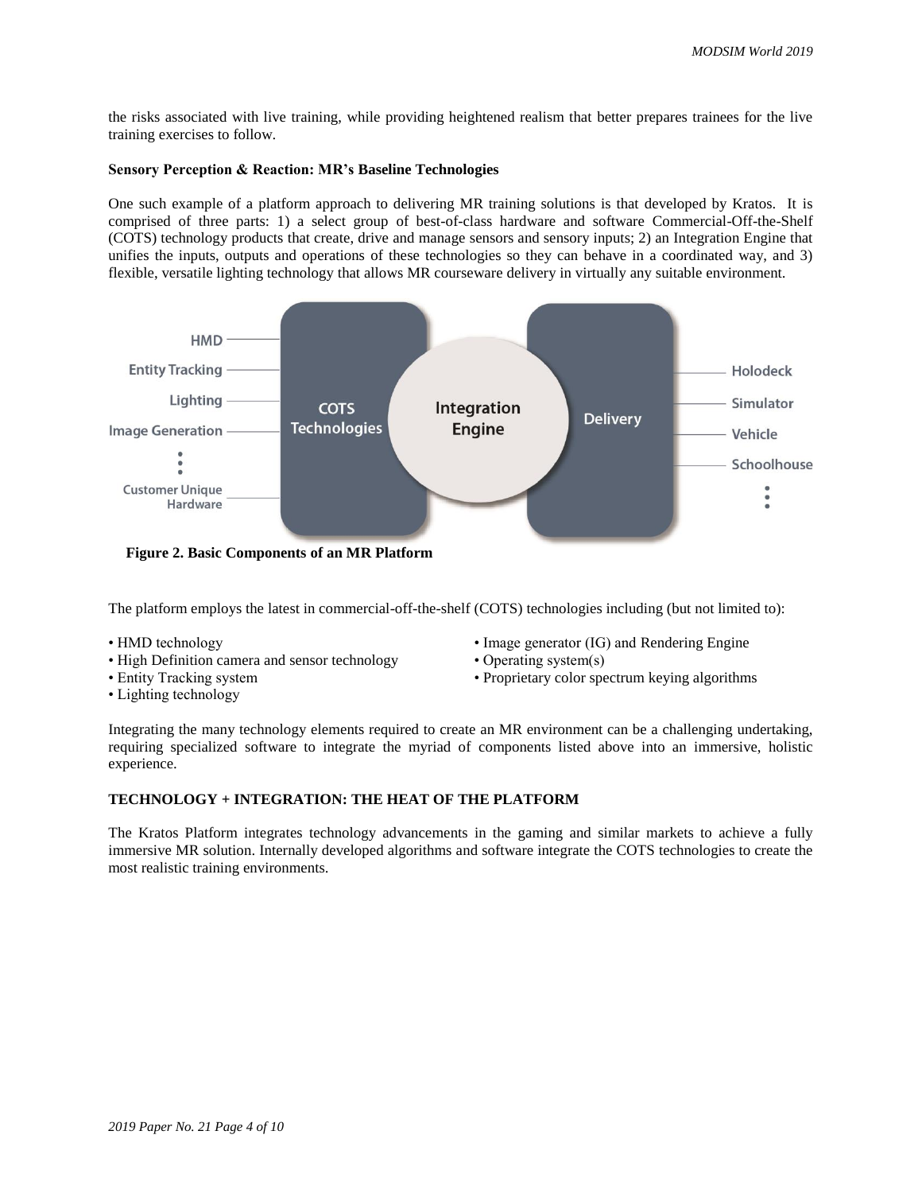the risks associated with live training, while providing heightened realism that better prepares trainees for the live training exercises to follow.

**Sensory Perception & Reaction: MR's Baseline Technologies**

One such example of a platform approach to delivering MR training solutions is that developed by Kratos. It is comprised of three parts: 1) a select group of best-of-class hardware and software Commercial-Off-the-Shelf (COTS) technology products that create, drive and manage sensors and sensory inputs; 2) an Integration Engine that unifies the inputs, outputs and operations of these technologies so they can behave in a coordinated way, and 3) flexible, versatile lighting technology that allows MR courseware delivery in virtually any suitable environment.

HMD
Entity Tracking
Lighting
Image Generation
Customer Unique Hardware

COTS Technologies — Integration Engine — Delivery

Holodeck
Simulator
Vehicle
Schoolhouse

**Figure 2. Basic Components of an MR Platform**

The platform employs the latest in commercial-off-the-shelf (COTS) technologies including (but not limited to):

- HMD technology
- High Definition camera and sensor technology
- Entity Tracking system
- Lighting technology
- Image generator (IG) and Rendering Engine
- Operating system(s)
- Proprietary color spectrum keying algorithms

Integrating the many technology elements required to create an MR environment can be a challenging undertaking, requiring specialized software to integrate the myriad of components listed above into an immersive, holistic experience.

**TECHNOLOGY + INTEGRATION: THE HEAT OF THE PLATFORM**

The Kratos Platform integrates technology advancements in the gaming and similar markets to achieve a fully immersive MR solution. Internally developed algorithms and software integrate the COTS technologies to create the most realistic training environments.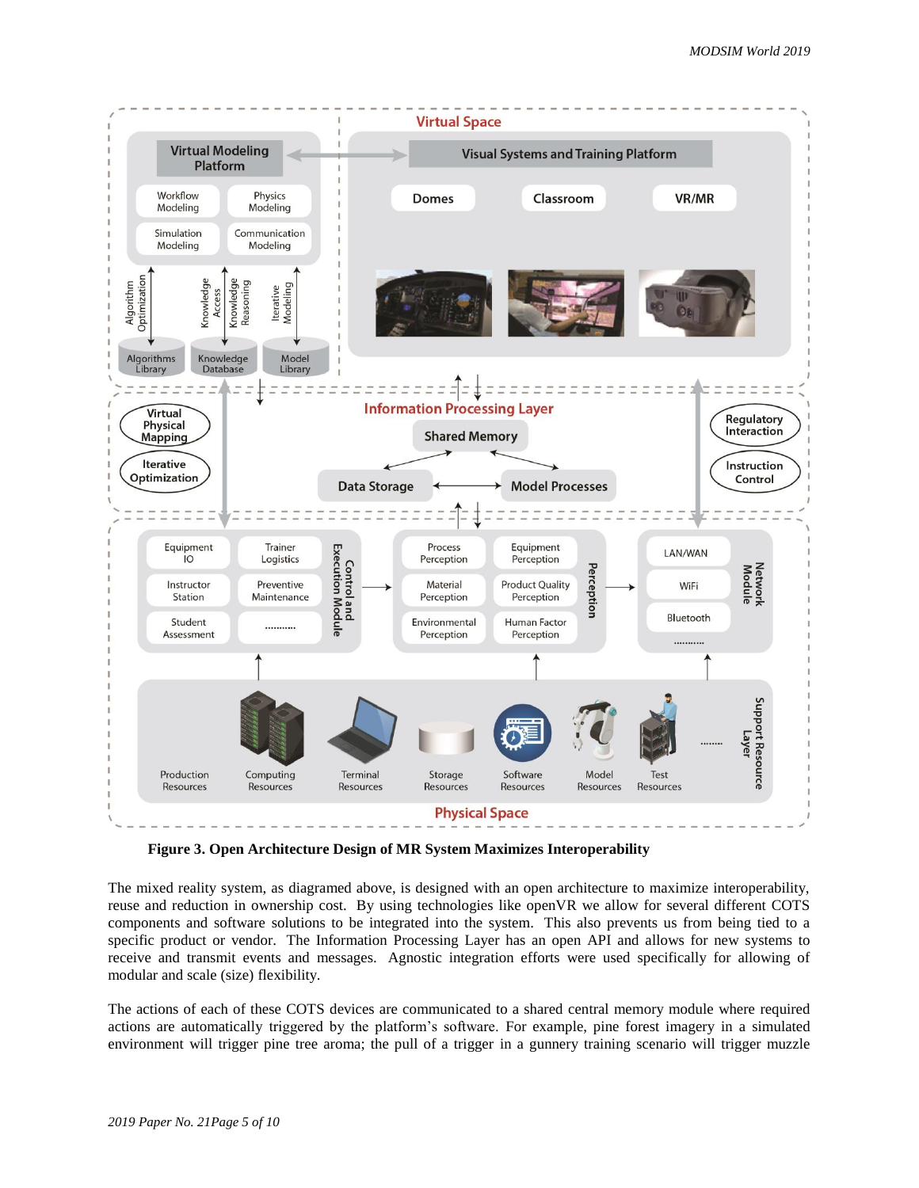**Figure 3. Open Architecture Design of MR System Maximizes Interoperability**

The mixed reality system, as diagramed above, is designed with an open architecture to maximize interoperability, reuse and reduction in ownership cost. By using technologies like openVR we allow for several different COTS components and software solutions to be integrated into the system. This also prevents us from being tied to a specific product or vendor. The Information Processing Layer has an open API and allows for new systems to receive and transmit events and messages. Agnostic integration efforts were used specifically for allowing of modular and scale (size) flexibility.

The actions of each of these COTS devices are communicated to a shared central memory module where required actions are automatically triggered by the platform's software. For example, pine forest imagery in a simulated environment will trigger pine tree aroma; the pull of a trigger in a gunnery training scenario will trigger muzzle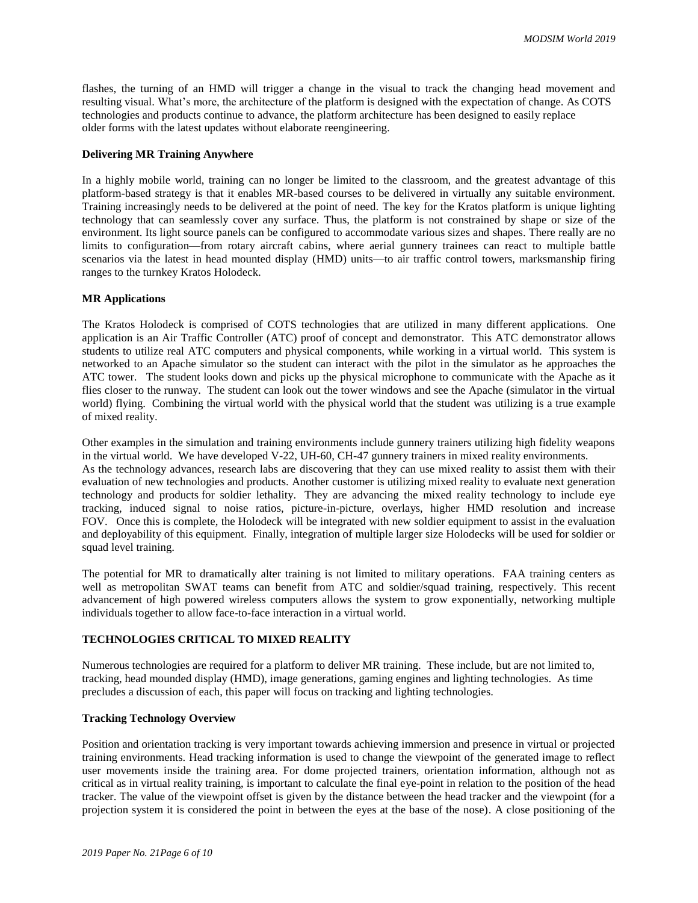flashes, the turning of an HMD will trigger a change in the visual to track the changing head movement and resulting visual. What's more, the architecture of the platform is designed with the expectation of change. As COTS technologies and products continue to advance, the platform architecture has been designed to easily replace older forms with the latest updates without elaborate reengineering.

**Delivering MR Training Anywhere**

In a highly mobile world, training can no longer be limited to the classroom, and the greatest advantage of this platform-based strategy is that it enables MR-based courses to be delivered in virtually any suitable environment. Training increasingly needs to be delivered at the point of need. The key for the Kratos platform is unique lighting technology that can seamlessly cover any surface. Thus, the platform is not constrained by shape or size of the environment. Its light source panels can be configured to accommodate various sizes and shapes. There really are no limits to configuration—from rotary aircraft cabins, where aerial gunnery trainees can react to multiple battle scenarios via the latest in head mounted display (HMD) units—to air traffic control towers, marksmanship firing ranges to the turnkey Kratos Holodeck.

**MR Applications**

The Kratos Holodeck is comprised of COTS technologies that are utilized in many different applications. One application is an Air Traffic Controller (ATC) proof of concept and demonstrator. This ATC demonstrator allows students to utilize real ATC computers and physical components, while working in a virtual world. This system is networked to an Apache simulator so the student can interact with the pilot in the simulator as he approaches the ATC tower. The student looks down and picks up the physical microphone to communicate with the Apache as it flies closer to the runway. The student can look out the tower windows and see the Apache (simulator in the virtual world) flying. Combining the virtual world with the physical world that the student was utilizing is a true example of mixed reality.

Other examples in the simulation and training environments include gunnery trainers utilizing high fidelity weapons in the virtual world. We have developed V-22, UH-60, CH-47 gunnery trainers in mixed reality environments. As the technology advances, research labs are discovering that they can use mixed reality to assist them with their evaluation of new technologies and products. Another customer is utilizing mixed reality to evaluate next generation technology and products for soldier lethality. They are advancing the mixed reality technology to include eye tracking, induced signal to noise ratios, picture-in-picture, overlays, higher HMD resolution and increase FOV. Once this is complete, the Holodeck will be integrated with new soldier equipment to assist in the evaluation and deployability of this equipment. Finally, integration of multiple larger size Holodecks will be used for soldier or squad level training.

The potential for MR to dramatically alter training is not limited to military operations. FAA training centers as well as metropolitan SWAT teams can benefit from ATC and soldier/squad training, respectively. This recent advancement of high powered wireless computers allows the system to grow exponentially, networking multiple individuals together to allow face-to-face interaction in a virtual world.

## TECHNOLOGIES CRITICAL TO MIXED REALITY

Numerous technologies are required for a platform to deliver MR training. These include, but are not limited to, tracking, head mounded display (HMD), image generations, gaming engines and lighting technologies. As time precludes a discussion of each, this paper will focus on tracking and lighting technologies.

**Tracking Technology Overview**

Position and orientation tracking is very important towards achieving immersion and presence in virtual or projected training environments. Head tracking information is used to change the viewpoint of the generated image to reflect user movements inside the training area. For dome projected trainers, orientation information, although not as critical as in virtual reality training, is important to calculate the final eye-point in relation to the position of the head tracker. The value of the viewpoint offset is given by the distance between the head tracker and the viewpoint (for a projection system it is considered the point in between the eyes at the base of the nose). A close positioning of the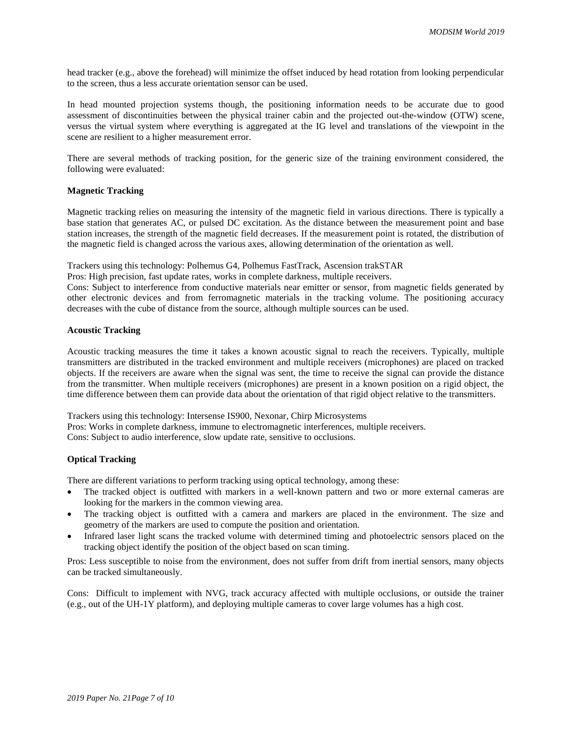head tracker (e.g., above the forehead) will minimize the offset induced by head rotation from looking perpendicular to the screen, thus a less accurate orientation sensor can be used.

In head mounted projection systems though, the positioning information needs to be accurate due to good assessment of discontinuities between the physical trainer cabin and the projected out-the-window (OTW) scene, versus the virtual system where everything is aggregated at the IG level and translations of the viewpoint in the scene are resilient to a higher measurement error.

There are several methods of tracking position, for the generic size of the training environment considered, the following were evaluated:

**Magnetic Tracking**

Magnetic tracking relies on measuring the intensity of the magnetic field in various directions. There is typically a base station that generates AC, or pulsed DC excitation. As the distance between the measurement point and base station increases, the strength of the magnetic field decreases. If the measurement point is rotated, the distribution of the magnetic field is changed across the various axes, allowing determination of the orientation as well.

Trackers using this technology: Polhemus G4, Polhemus FastTrack, Ascension trakSTAR
Pros: High precision, fast update rates, works in complete darkness, multiple receivers.
Cons: Subject to interference from conductive materials near emitter or sensor, from magnetic fields generated by other electronic devices and from ferromagnetic materials in the tracking volume. The positioning accuracy decreases with the cube of distance from the source, although multiple sources can be used.

**Acoustic Tracking**

Acoustic tracking measures the time it takes a known acoustic signal to reach the receivers. Typically, multiple transmitters are distributed in the tracked environment and multiple receivers (microphones) are placed on tracked objects. If the receivers are aware when the signal was sent, the time to receive the signal can provide the distance from the transmitter. When multiple receivers (microphones) are present in a known position on a rigid object, the time difference between them can provide data about the orientation of that rigid object relative to the transmitters.

Trackers using this technology: Intersense IS900, Nexonar, Chirp Microsystems
Pros: Works in complete darkness, immune to electromagnetic interferences, multiple receivers.
Cons: Subject to audio interference, slow update rate, sensitive to occlusions.

**Optical Tracking**

There are different variations to perform tracking using optical technology, among these:

- The tracked object is outfitted with markers in a well-known pattern and two or more external cameras are looking for the markers in the common viewing area.
- The tracking object is outfitted with a camera and markers are placed in the environment. The size and geometry of the markers are used to compute the position and orientation.
- Infrared laser light scans the tracked volume with determined timing and photoelectric sensors placed on the tracking object identify the position of the object based on scan timing.

Pros: Less susceptible to noise from the environment, does not suffer from drift from inertial sensors, many objects can be tracked simultaneously.

Cons: Difficult to implement with NVG, track accuracy affected with multiple occlusions, or outside the trainer (e.g., out of the UH-1Y platform), and deploying multiple cameras to cover large volumes has a high cost.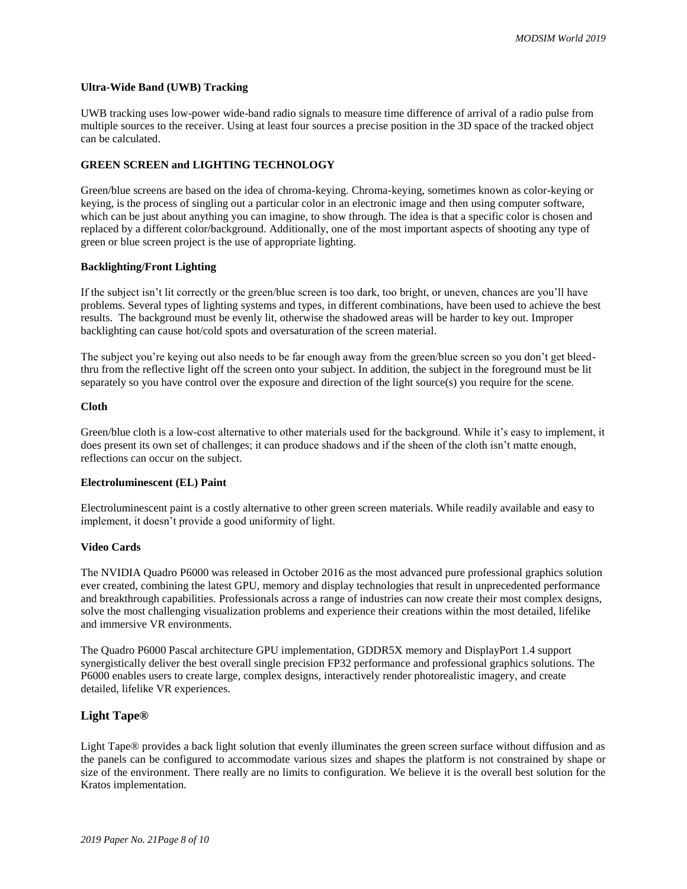#### Ultra-Wide Band (UWB) Tracking

UWB tracking uses low-power wide-band radio signals to measure time difference of arrival of a radio pulse from multiple sources to the receiver. Using at least four sources a precise position in the 3D space of the tracked object can be calculated.

### GREEN SCREEN and LIGHTING TECHNOLOGY

Green/blue screens are based on the idea of chroma-keying. Chroma-keying, sometimes known as color-keying or keying, is the process of singling out a particular color in an electronic image and then using computer software, which can be just about anything you can imagine, to show through. The idea is that a specific color is chosen and replaced by a different color/background. Additionally, one of the most important aspects of shooting any type of green or blue screen project is the use of appropriate lighting.

#### Backlighting/Front Lighting

If the subject isn't lit correctly or the green/blue screen is too dark, too bright, or uneven, chances are you'll have problems. Several types of lighting systems and types, in different combinations, have been used to achieve the best results. The background must be evenly lit, otherwise the shadowed areas will be harder to key out. Improper backlighting can cause hot/cold spots and oversaturation of the screen material.

The subject you're keying out also needs to be far enough away from the green/blue screen so you don't get bleed-thru from the reflective light off the screen onto your subject. In addition, the subject in the foreground must be lit separately so you have control over the exposure and direction of the light source(s) you require for the scene.

#### Cloth

Green/blue cloth is a low-cost alternative to other materials used for the background. While it's easy to implement, it does present its own set of challenges; it can produce shadows and if the sheen of the cloth isn't matte enough, reflections can occur on the subject.

#### Electroluminescent (EL) Paint

Electroluminescent paint is a costly alternative to other green screen materials. While readily available and easy to implement, it doesn't provide a good uniformity of light.

#### Video Cards

The NVIDIA Quadro P6000 was released in October 2016 as the most advanced pure professional graphics solution ever created, combining the latest GPU, memory and display technologies that result in unprecedented performance and breakthrough capabilities. Professionals across a range of industries can now create their most complex designs, solve the most challenging visualization problems and experience their creations within the most detailed, lifelike and immersive VR environments.

The Quadro P6000 Pascal architecture GPU implementation, GDDR5X memory and DisplayPort 1.4 support synergistically deliver the best overall single precision FP32 performance and professional graphics solutions. The P6000 enables users to create large, complex designs, interactively render photorealistic imagery, and create detailed, lifelike VR experiences.

## Light Tape®

Light Tape® provides a back light solution that evenly illuminates the green screen surface without diffusion and as the panels can be configured to accommodate various sizes and shapes the platform is not constrained by shape or size of the environment. There really are no limits to configuration. We believe it is the overall best solution for the Kratos implementation.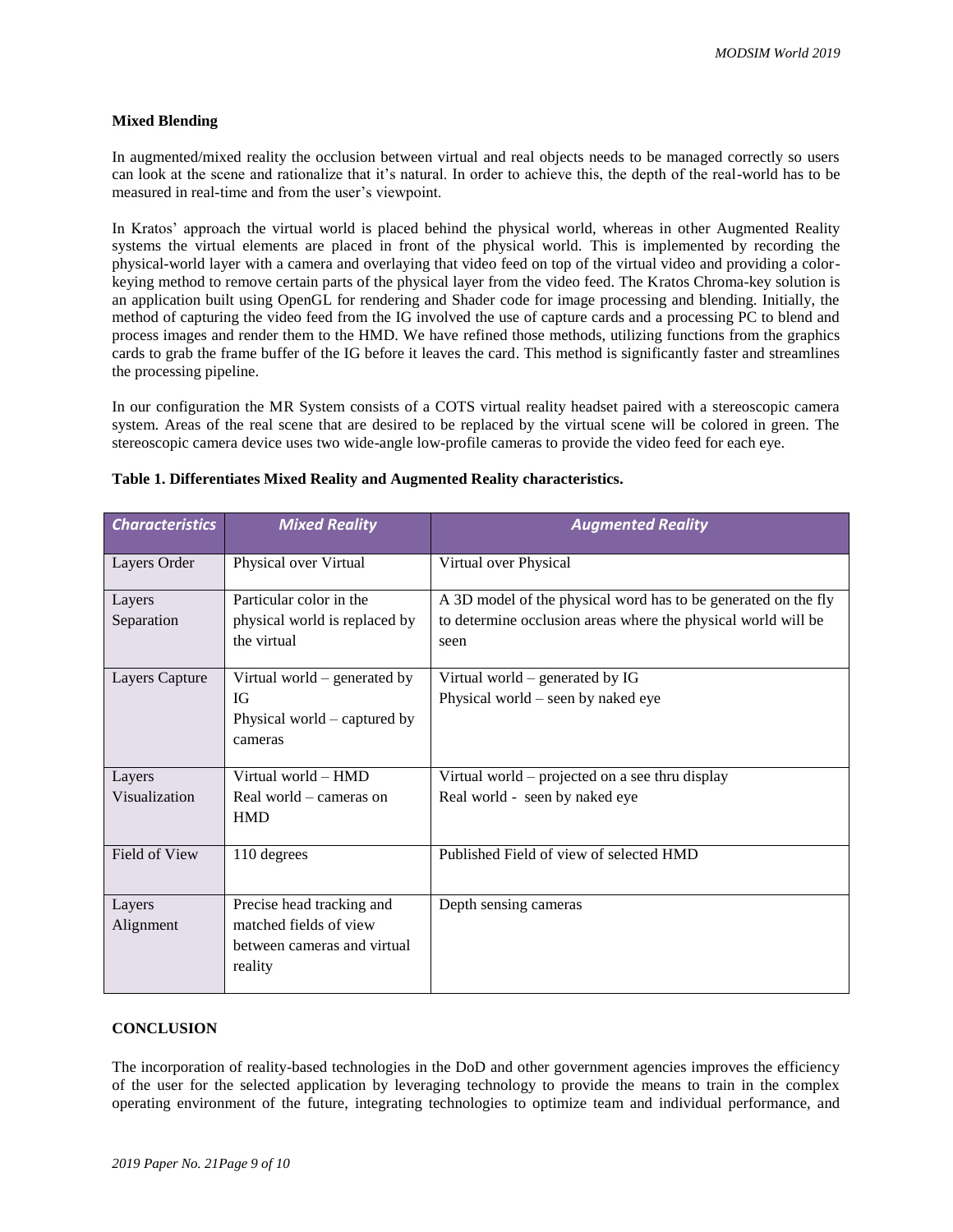**Mixed Blending**

In augmented/mixed reality the occlusion between virtual and real objects needs to be managed correctly so users can look at the scene and rationalize that it's natural. In order to achieve this, the depth of the real-world has to be measured in real-time and from the user's viewpoint.

In Kratos' approach the virtual world is placed behind the physical world, whereas in other Augmented Reality systems the virtual elements are placed in front of the physical world. This is implemented by recording the physical-world layer with a camera and overlaying that video feed on top of the virtual video and providing a color-keying method to remove certain parts of the physical layer from the video feed. The Kratos Chroma-key solution is an application built using OpenGL for rendering and Shader code for image processing and blending. Initially, the method of capturing the video feed from the IG involved the use of capture cards and a processing PC to blend and process images and render them to the HMD. We have refined those methods, utilizing functions from the graphics cards to grab the frame buffer of the IG before it leaves the card. This method is significantly faster and streamlines the processing pipeline.

In our configuration the MR System consists of a COTS virtual reality headset paired with a stereoscopic camera system. Areas of the real scene that are desired to be replaced by the virtual scene will be colored in green. The stereoscopic camera device uses two wide-angle low-profile cameras to provide the video feed for each eye.

**Table 1. Differentiates Mixed Reality and Augmented Reality characteristics.**

| *Characteristics* | *Mixed Reality* | *Augmented Reality* |
|---|---|---|
| Layers Order | Physical over Virtual | Virtual over Physical |
| Layers Separation | Particular color in the physical world is replaced by the virtual | A 3D model of the physical word has to be generated on the fly to determine occlusion areas where the physical world will be seen |
| Layers Capture | Virtual world – generated by IG<br>Physical world – captured by cameras | Virtual world – generated by IG<br>Physical world – seen by naked eye |
| Layers Visualization | Virtual world – HMD<br>Real world – cameras on HMD | Virtual world – projected on a see thru display<br>Real world - seen by naked eye |
| Field of View | 110 degrees | Published Field of view of selected HMD |
| Layers Alignment | Precise head tracking and matched fields of view between cameras and virtual reality | Depth sensing cameras |

## CONCLUSION

The incorporation of reality-based technologies in the DoD and other government agencies improves the efficiency of the user for the selected application by leveraging technology to provide the means to train in the complex operating environment of the future, integrating technologies to optimize team and individual performance, and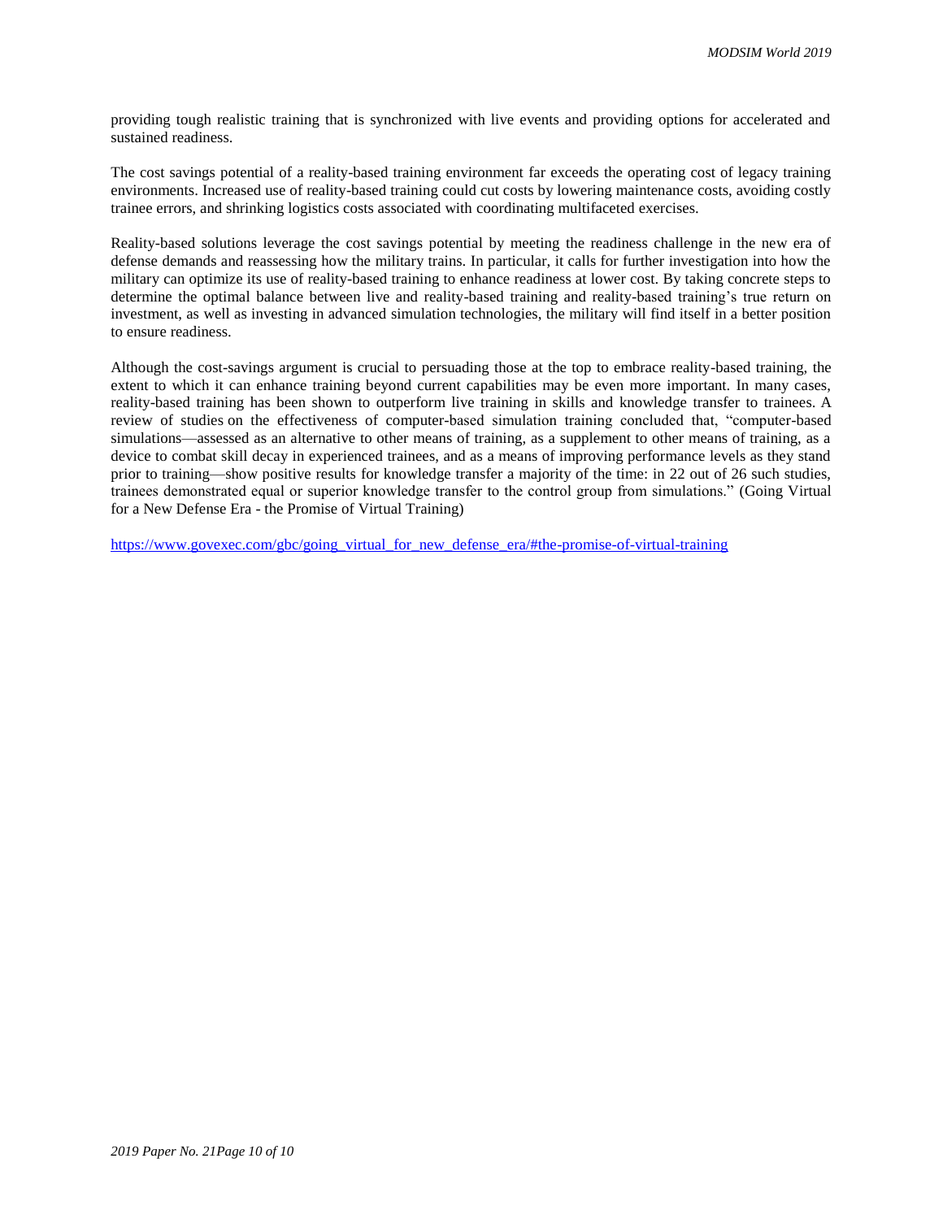providing tough realistic training that is synchronized with live events and providing options for accelerated and sustained readiness.

The cost savings potential of a reality-based training environment far exceeds the operating cost of legacy training environments. Increased use of reality-based training could cut costs by lowering maintenance costs, avoiding costly trainee errors, and shrinking logistics costs associated with coordinating multifaceted exercises.

Reality-based solutions leverage the cost savings potential by meeting the readiness challenge in the new era of defense demands and reassessing how the military trains. In particular, it calls for further investigation into how the military can optimize its use of reality-based training to enhance readiness at lower cost. By taking concrete steps to determine the optimal balance between live and reality-based training and reality-based training's true return on investment, as well as investing in advanced simulation technologies, the military will find itself in a better position to ensure readiness.

Although the cost-savings argument is crucial to persuading those at the top to embrace reality-based training, the extent to which it can enhance training beyond current capabilities may be even more important. In many cases, reality-based training has been shown to outperform live training in skills and knowledge transfer to trainees. A review of studies on the effectiveness of computer-based simulation training concluded that, "computer-based simulations—assessed as an alternative to other means of training, as a supplement to other means of training, as a device to combat skill decay in experienced trainees, and as a means of improving performance levels as they stand prior to training—show positive results for knowledge transfer a majority of the time: in 22 out of 26 such studies, trainees demonstrated equal or superior knowledge transfer to the control group from simulations." (Going Virtual for a New Defense Era - the Promise of Virtual Training)

https://www.govexec.com/gbc/going_virtual_for_new_defense_era/#the-promise-of-virtual-training